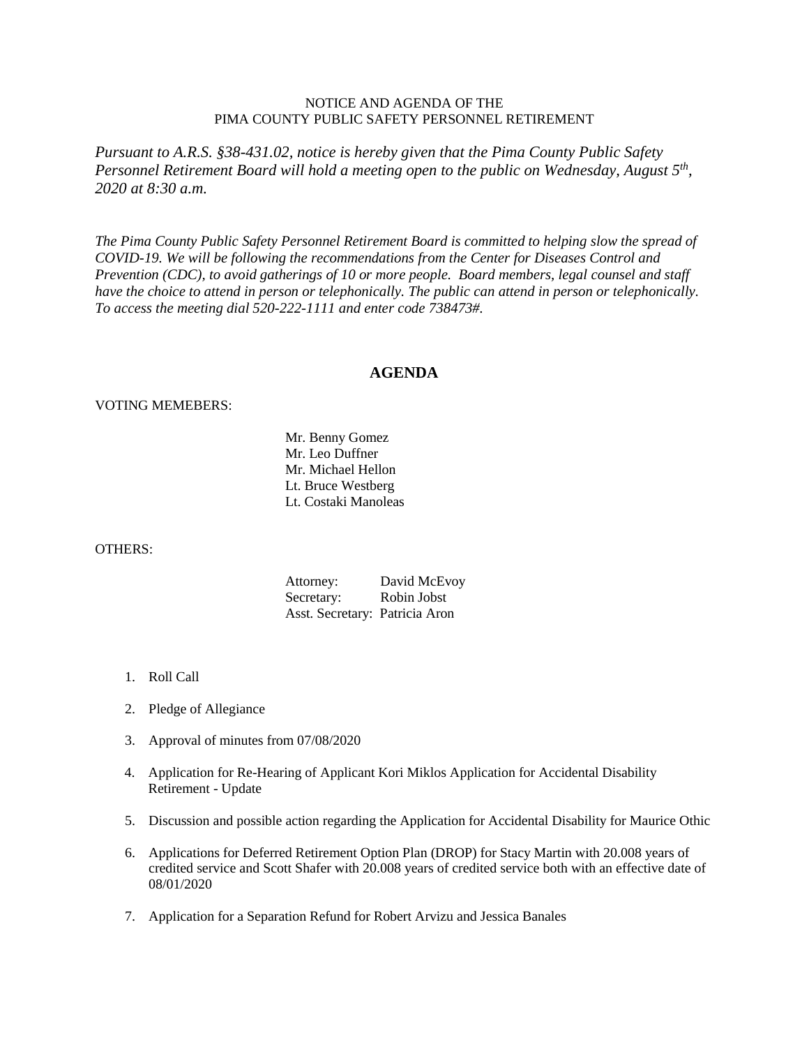NOTICE AND AGENDA OF THE
PIMA COUNTY PUBLIC SAFETY PERSONNEL RETIREMENT

*Pursuant to A.R.S. §38-431.02, notice is hereby given that the Pima County Public Safety Personnel Retirement Board will hold a meeting open to the public on Wednesday, August 5th, 2020 at 8:30 a.m.*

*The Pima County Public Safety Personnel Retirement Board is committed to helping slow the spread of COVID-19. We will be following the recommendations from the Center for Diseases Control and Prevention (CDC), to avoid gatherings of 10 or more people. Board members, legal counsel and staff have the choice to attend in person or telephonically. The public can attend in person or telephonically. To access the meeting dial 520-222-1111 and enter code 738473#.*

## AGENDA

VOTING MEMEBERS:

Mr. Benny Gomez
Mr. Leo Duffner
Mr. Michael Hellon
Lt. Bruce Westberg
Lt. Costaki Manoleas

OTHERS:

Attorney: David McEvoy
Secretary: Robin Jobst
Asst. Secretary: Patricia Aron

1. Roll Call
2. Pledge of Allegiance
3. Approval of minutes from 07/08/2020
4. Application for Re-Hearing of Applicant Kori Miklos Application for Accidental Disability Retirement - Update
5. Discussion and possible action regarding the Application for Accidental Disability for Maurice Othic
6. Applications for Deferred Retirement Option Plan (DROP) for Stacy Martin with 20.008 years of credited service and Scott Shafer with 20.008 years of credited service both with an effective date of 08/01/2020
7. Application for a Separation Refund for Robert Arvizu and Jessica Banales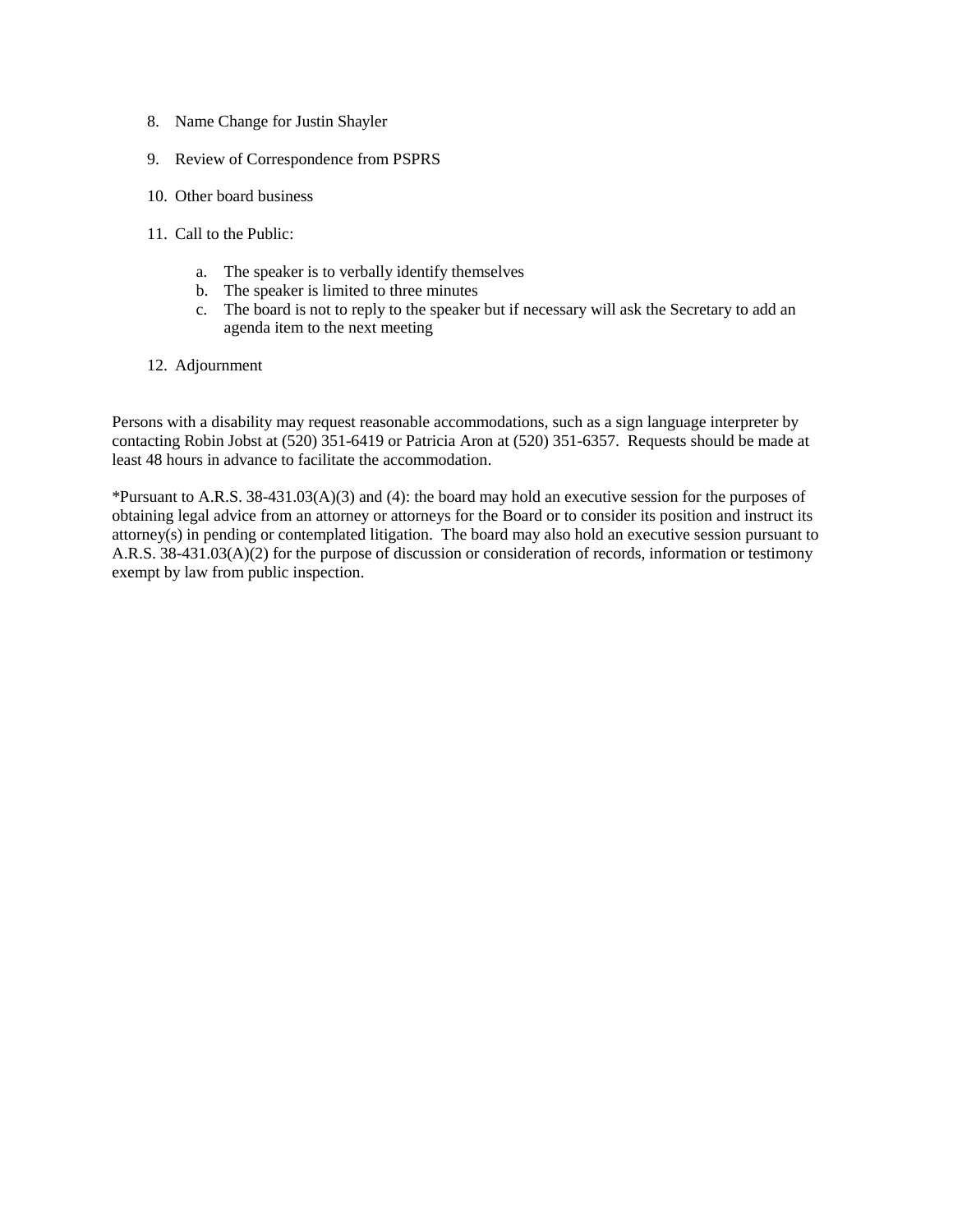8. Name Change for Justin Shayler

9. Review of Correspondence from PSPRS

10. Other board business

11. Call to the Public:

    a. The speaker is to verbally identify themselves
    b. The speaker is limited to three minutes
    c. The board is not to reply to the speaker but if necessary will ask the Secretary to add an agenda item to the next meeting

12. Adjournment

Persons with a disability may request reasonable accommodations, such as a sign language interpreter by contacting Robin Jobst at (520) 351-6419 or Patricia Aron at (520) 351-6357. Requests should be made at least 48 hours in advance to facilitate the accommodation.

*Pursuant to A.R.S. 38-431.03(A)(3) and (4): the board may hold an executive session for the purposes of obtaining legal advice from an attorney or attorneys for the Board or to consider its position and instruct its attorney(s) in pending or contemplated litigation. The board may also hold an executive session pursuant to A.R.S. 38-431.03(A)(2) for the purpose of discussion or consideration of records, information or testimony exempt by law from public inspection.